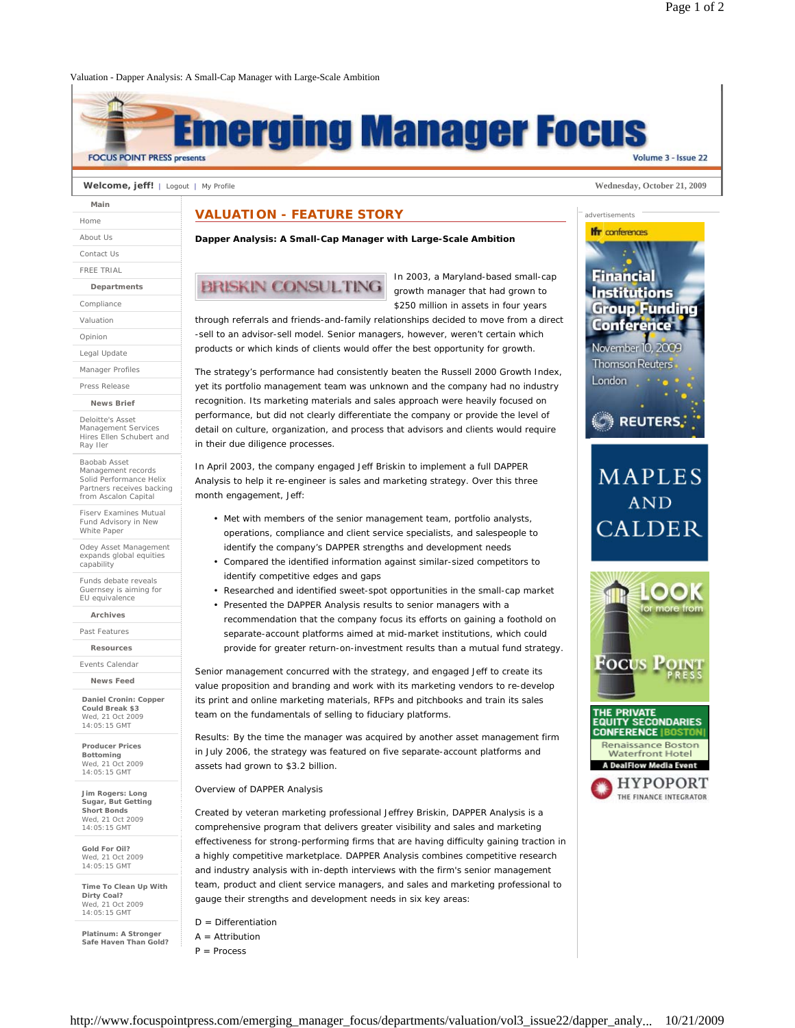Valuation - Dapper Analysis: A Small-Cap Manager with Large-Scale Ambition

# Emerging Manager Focus

FOCUS POINT PRESS presents

Volume 3 - Issue 22

**Welcome, jeff!** | Logout | My Profile

Wednesday, October 21, 2009

**Main**

- Home
- About Us
- Contact Us
- FREE TRIAL

**Departments**

- Compliance
- Valuation
- Opinion
- Legal Update
- Manager Profiles
- Press Release

**News Brief**

- Deloitte's Asset Management Services Hires Ellen Schubert and Ray Iler
- Baobab Asset Management records Solid Performance Helix Partners receives backing from Ascalon Capital
- Fiserv Examines Mutual Fund Advisory in New White Paper
- Odey Asset Management expands global equities capability
- Funds debate reveals Guernsey is aiming for EU equivalence

**Archives**

- Past Features

**Resources**

- Events Calendar

**News Feed**

**Daniel Cronin: Copper Could Break $3**
Wed, 21 Oct 2009 14:05:15 GMT

**Producer Prices Bottoming**
Wed, 21 Oct 2009 14:05:15 GMT

**Jim Rogers: Long Sugar, But Getting Short Bonds**
Wed, 21 Oct 2009 14:05:15 GMT

**Gold For Oil?**
Wed, 21 Oct 2009 14:05:15 GMT

**Time To Clean Up With Dirty Coal?**
Wed, 21 Oct 2009 14:05:15 GMT

**Platinum: A Stronger Safe Haven Than Gold?**

## VALUATION - FEATURE STORY

**Dapper Analysis: A Small-Cap Manager with Large-Scale Ambition**

BRISKIN CONSULTING

In 2003, a Maryland-based small-cap growth manager that had grown to $250 million in assets in four years through referrals and friends-and-family relationships decided to move from a direct-sell to an advisor-sell model. Senior managers, however, weren't certain which products or which kinds of clients would offer the best opportunity for growth.

The strategy's performance had consistently beaten the Russell 2000 Growth Index, yet its portfolio management team was unknown and the company had no industry recognition. Its marketing materials and sales approach were heavily focused on performance, but did not clearly differentiate the company or provide the level of detail on culture, organization, and process that advisors and clients would require in their due diligence processes.

In April 2003, the company engaged Jeff Briskin to implement a full DAPPER Analysis to help it re-engineer is sales and marketing strategy. Over this three month engagement, Jeff:

- Met with members of the senior management team, portfolio analysts, operations, compliance and client service specialists, and salespeople to identify the company's DAPPER strengths and development needs
- Compared the identified information against similar-sized competitors to identify competitive edges and gaps
- Researched and identified sweet-spot opportunities in the small-cap market
- Presented the DAPPER Analysis results to senior managers with a recommendation that the company focus its efforts on gaining a foothold on separate-account platforms aimed at mid-market institutions, which could provide for greater return-on-investment results than a mutual fund strategy.

Senior management concurred with the strategy, and engaged Jeff to create its value proposition and branding and work with its marketing vendors to re-develop its print and online marketing materials, RFPs and pitchbooks and train its sales team on the fundamentals of selling to fiduciary platforms.

Results: By the time the manager was acquired by another asset management firm in July 2006, the strategy was featured on five separate-account platforms and assets had grown to $3.2 billion.

Overview of DAPPER Analysis

Created by veteran marketing professional Jeffrey Briskin, DAPPER Analysis is a comprehensive program that delivers greater visibility and sales and marketing effectiveness for strong-performing firms that are having difficulty gaining traction in a highly competitive marketplace. DAPPER Analysis combines competitive research and industry analysis with in-depth interviews with the firm's senior management team, product and client service managers, and sales and marketing professional to gauge their strengths and development needs in six key areas:

D = Differentiation
A = Attribution
P = Process

advertisements

Financial Institutions Group Funding Conference — November 10, 2009 — Thomson Reuters — London — REUTERS

MAPLES AND CALDER

LOOK for more from FOCUS POINT PRESS

THE PRIVATE EQUITY SECONDARIES CONFERENCE | BOSTON | Renaissance Boston Waterfront Hotel — A DealFlow Media Event

HYPOPORT — THE FINANCE INTEGRATOR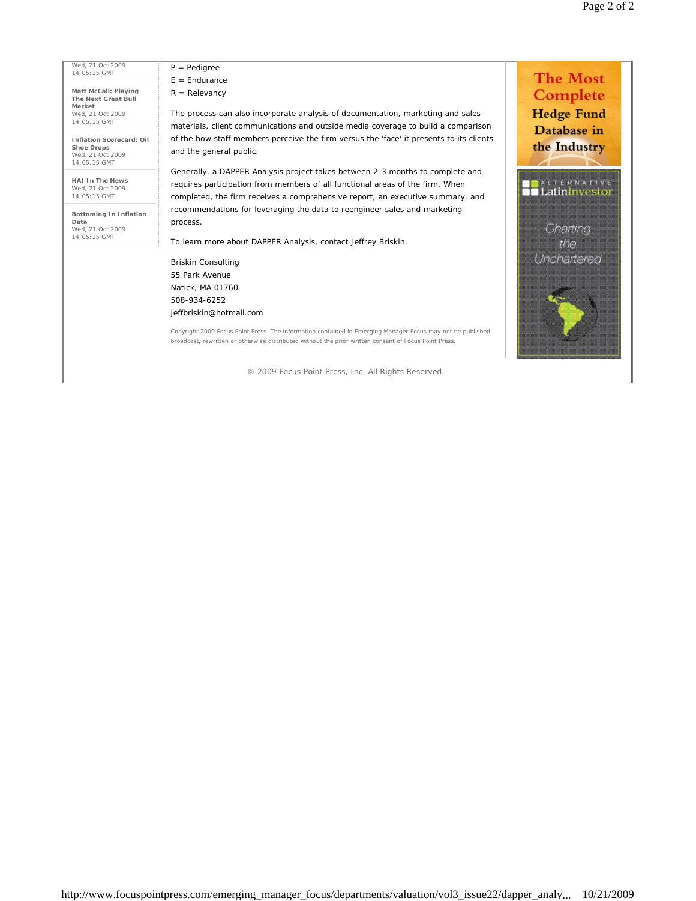Wed, 21 Oct 2009 14:05:15 GMT

**Matt McCall: Playing The Next Great Bull Market**
Wed, 21 Oct 2009 14:05:15 GMT

**Inflation Scorecard: Oil Shoe Drops**
Wed, 21 Oct 2009 14:05:15 GMT

**HAI In The News**
Wed, 21 Oct 2009 14:05:15 GMT

**Bottoming In Inflation Data**
Wed, 21 Oct 2009 14:05:15 GMT

P = Pedigree
E = Endurance
R = Relevancy

The process can also incorporate analysis of documentation, marketing and sales materials, client communications and outside media coverage to build a comparison of the how staff members perceive the firm versus the 'face' it presents to its clients and the general public.

Generally, a DAPPER Analysis project takes between 2-3 months to complete and requires participation from members of all functional areas of the firm. When completed, the firm receives a comprehensive report, an executive summary, and recommendations for leveraging the data to reengineer sales and marketing process.

To learn more about DAPPER Analysis, contact Jeffrey Briskin.

Briskin Consulting
55 Park Avenue
Natick, MA 01760
508-934-6252
jeffbriskin@hotmail.com

Copyright 2009 Focus Point Press. The information contained in Emerging Manager Focus may not be published, broadcast, rewritten or otherwise distributed without the prior written consent of Focus Point Press.

The Most Complete Hedge Fund Database in the Industry

ALTERNATIVE LatinInvestor

Charting the Unchartered

© 2009 Focus Point Press, Inc. All Rights Reserved.